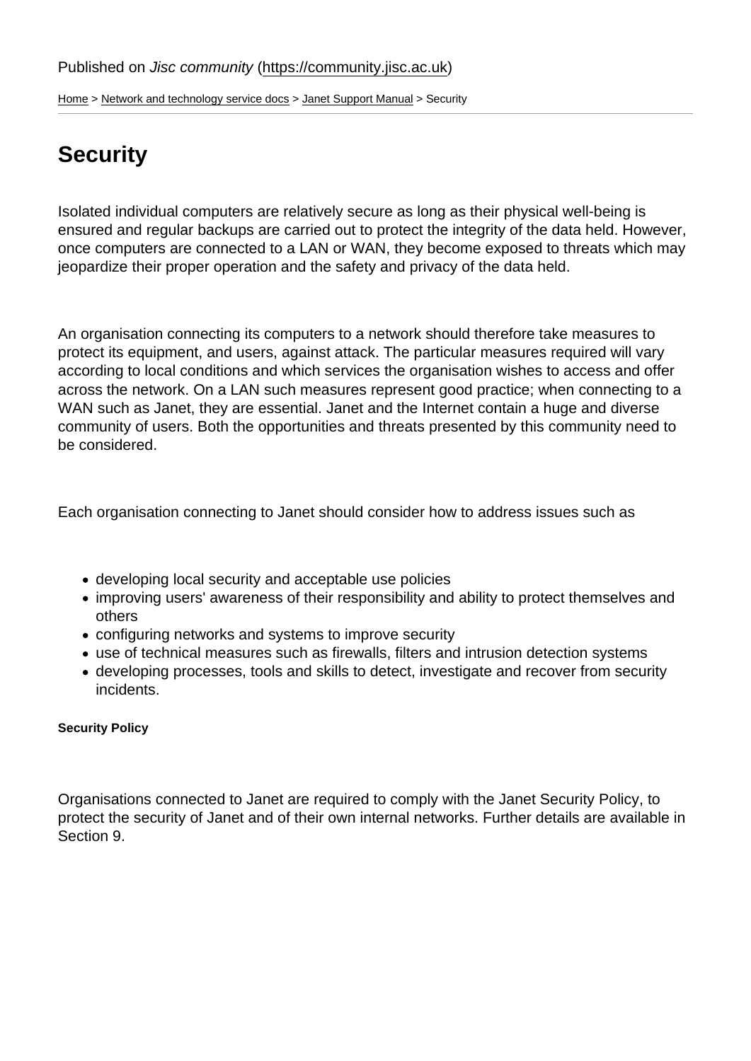Published on *Jisc community* (https://community.jisc.ac.uk)

Home > Network and technology service docs > Janet Support Manual > Security

# Security

Isolated individual computers are relatively secure as long as their physical well-being is ensured and regular backups are carried out to protect the integrity of the data held. However, once computers are connected to a LAN or WAN, they become exposed to threats which may jeopardize their proper operation and the safety and privacy of the data held.

An organisation connecting its computers to a network should therefore take measures to protect its equipment, and users, against attack. The particular measures required will vary according to local conditions and which services the organisation wishes to access and offer across the network. On a LAN such measures represent good practice; when connecting to a WAN such as Janet, they are essential. Janet and the Internet contain a huge and diverse community of users. Both the opportunities and threats presented by this community need to be considered.

Each organisation connecting to Janet should consider how to address issues such as

- developing local security and acceptable use policies
- improving users' awareness of their responsibility and ability to protect themselves and others
- configuring networks and systems to improve security
- use of technical measures such as firewalls, filters and intrusion detection systems
- developing processes, tools and skills to detect, investigate and recover from security incidents.

##### Security Policy

Organisations connected to Janet are required to comply with the Janet Security Policy, to protect the security of Janet and of their own internal networks. Further details are available in Section 9.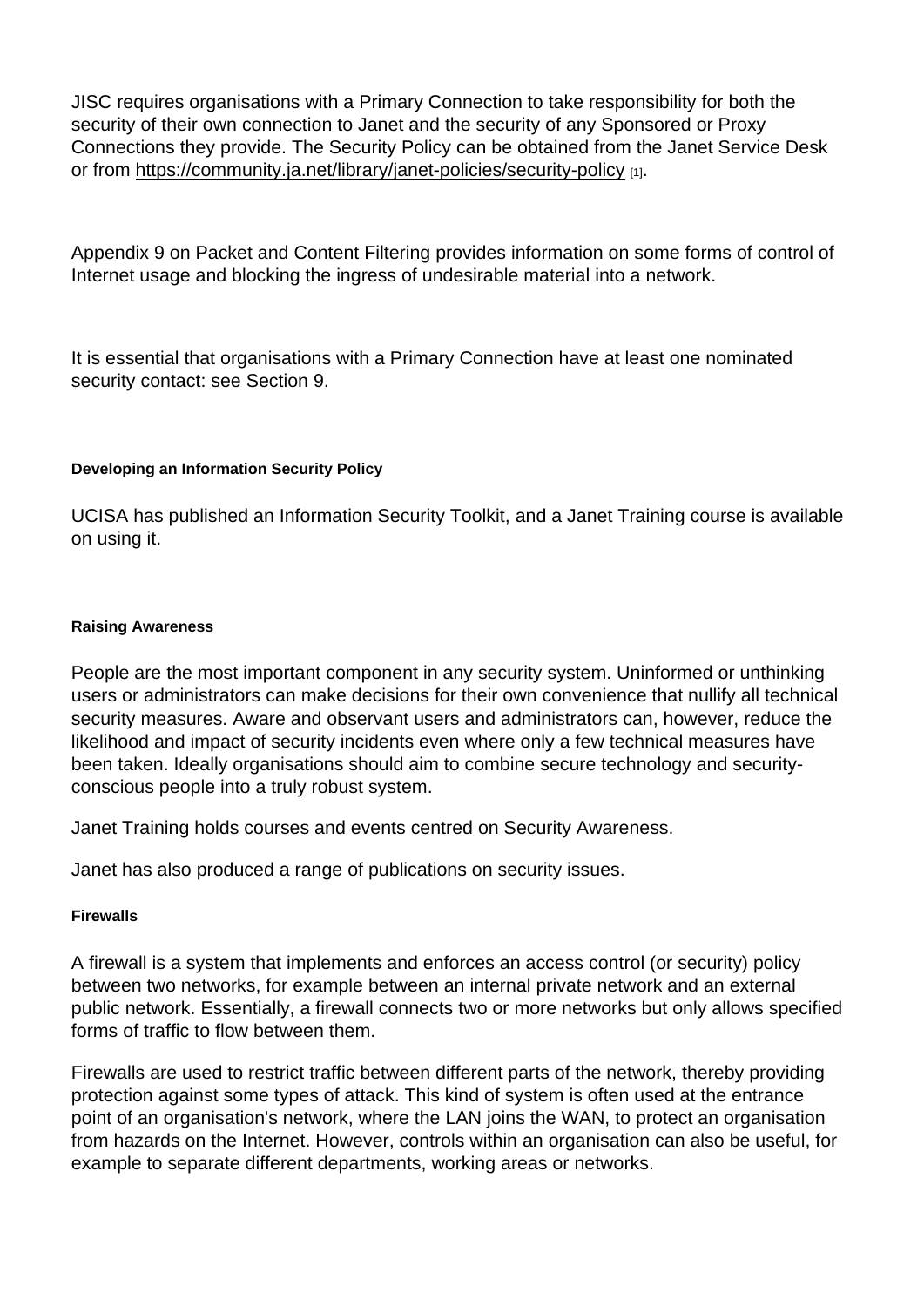JISC requires organisations with a Primary Connection to take responsibility for both the security of their own connection to Janet and the security of any Sponsored or Proxy Connections they provide. The Security Policy can be obtained from the Janet Service Desk or from https://community.ja.net/library/janet-policies/security-policy [1].

Appendix 9 on Packet and Content Filtering provides information on some forms of control of Internet usage and blocking the ingress of undesirable material into a network.

It is essential that organisations with a Primary Connection have at least one nominated security contact: see Section 9.

#### Developing an Information Security Policy

UCISA has published an Information Security Toolkit, and a Janet Training course is available on using it.

#### Raising Awareness

People are the most important component in any security system. Uninformed or unthinking users or administrators can make decisions for their own convenience that nullify all technical security measures. Aware and observant users and administrators can, however, reduce the likelihood and impact of security incidents even where only a few technical measures have been taken. Ideally organisations should aim to combine secure technology and security-conscious people into a truly robust system.

Janet Training holds courses and events centred on Security Awareness.

Janet has also produced a range of publications on security issues.

#### Firewalls

A firewall is a system that implements and enforces an access control (or security) policy between two networks, for example between an internal private network and an external public network. Essentially, a firewall connects two or more networks but only allows specified forms of traffic to flow between them.

Firewalls are used to restrict traffic between different parts of the network, thereby providing protection against some types of attack. This kind of system is often used at the entrance point of an organisation's network, where the LAN joins the WAN, to protect an organisation from hazards on the Internet. However, controls within an organisation can also be useful, for example to separate different departments, working areas or networks.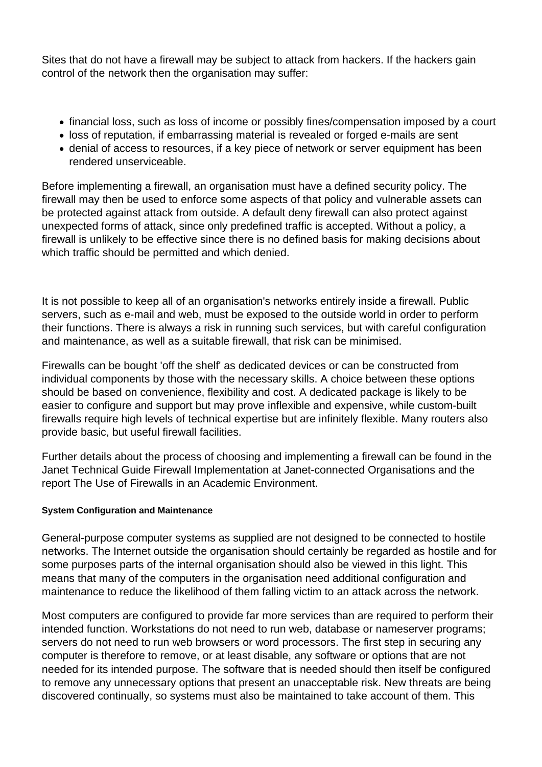Sites that do not have a firewall may be subject to attack from hackers. If the hackers gain control of the network then the organisation may suffer:

- financial loss, such as loss of income or possibly fines/compensation imposed by a court
- loss of reputation, if embarrassing material is revealed or forged e-mails are sent
- denial of access to resources, if a key piece of network or server equipment has been rendered unserviceable.

Before implementing a firewall, an organisation must have a defined security policy. The firewall may then be used to enforce some aspects of that policy and vulnerable assets can be protected against attack from outside. A default deny firewall can also protect against unexpected forms of attack, since only predefined traffic is accepted. Without a policy, a firewall is unlikely to be effective since there is no defined basis for making decisions about which traffic should be permitted and which denied.

It is not possible to keep all of an organisation's networks entirely inside a firewall. Public servers, such as e-mail and web, must be exposed to the outside world in order to perform their functions. There is always a risk in running such services, but with careful configuration and maintenance, as well as a suitable firewall, that risk can be minimised.

Firewalls can be bought 'off the shelf' as dedicated devices or can be constructed from individual components by those with the necessary skills. A choice between these options should be based on convenience, flexibility and cost. A dedicated package is likely to be easier to configure and support but may prove inflexible and expensive, while custom-built firewalls require high levels of technical expertise but are infinitely flexible. Many routers also provide basic, but useful firewall facilities.

Further details about the process of choosing and implementing a firewall can be found in the Janet Technical Guide Firewall Implementation at Janet-connected Organisations and the report The Use of Firewalls in an Academic Environment.

#### System Configuration and Maintenance

General-purpose computer systems as supplied are not designed to be connected to hostile networks. The Internet outside the organisation should certainly be regarded as hostile and for some purposes parts of the internal organisation should also be viewed in this light. This means that many of the computers in the organisation need additional configuration and maintenance to reduce the likelihood of them falling victim to an attack across the network.

Most computers are configured to provide far more services than are required to perform their intended function. Workstations do not need to run web, database or nameserver programs; servers do not need to run web browsers or word processors. The first step in securing any computer is therefore to remove, or at least disable, any software or options that are not needed for its intended purpose. The software that is needed should then itself be configured to remove any unnecessary options that present an unacceptable risk. New threats are being discovered continually, so systems must also be maintained to take account of them. This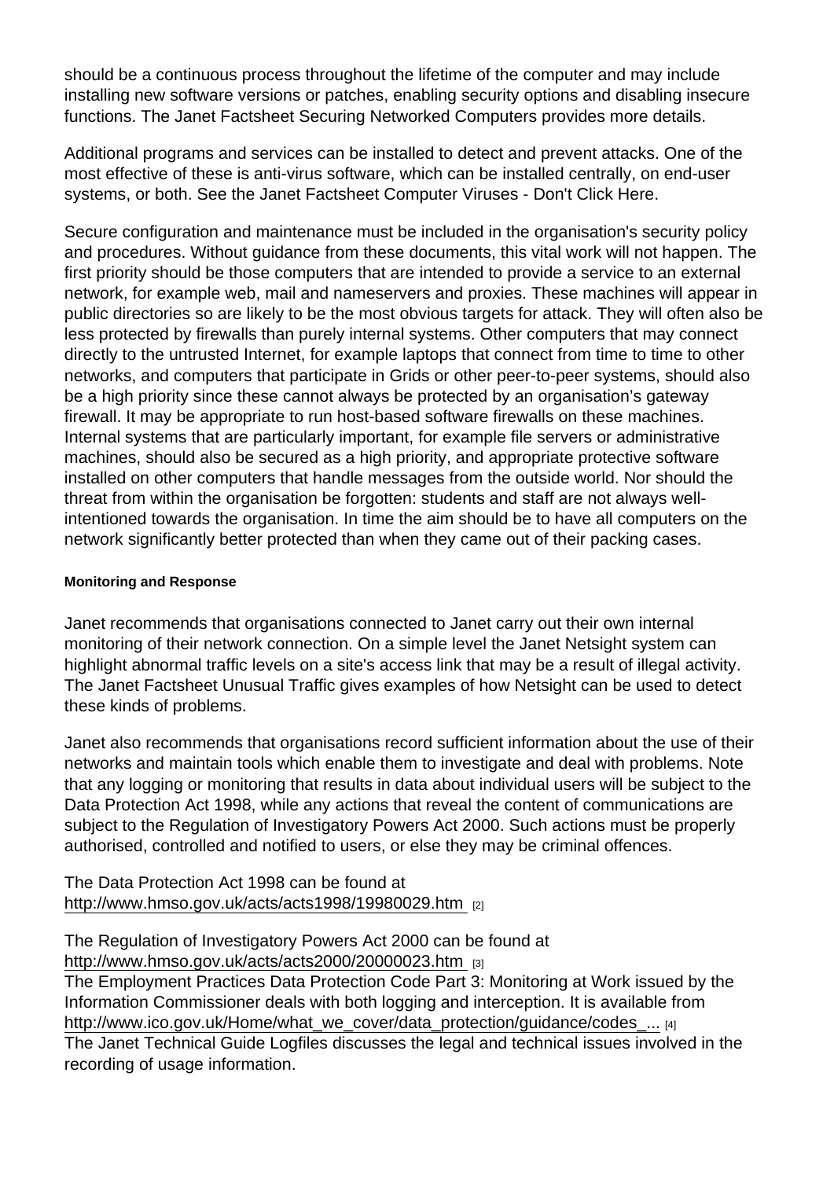should be a continuous process throughout the lifetime of the computer and may include installing new software versions or patches, enabling security options and disabling insecure functions. The Janet Factsheet Securing Networked Computers provides more details.

Additional programs and services can be installed to detect and prevent attacks. One of the most effective of these is anti-virus software, which can be installed centrally, on end-user systems, or both. See the Janet Factsheet Computer Viruses - Don't Click Here.

Secure configuration and maintenance must be included in the organisation's security policy and procedures. Without guidance from these documents, this vital work will not happen. The first priority should be those computers that are intended to provide a service to an external network, for example web, mail and nameservers and proxies. These machines will appear in public directories so are likely to be the most obvious targets for attack. They will often also be less protected by firewalls than purely internal systems. Other computers that may connect directly to the untrusted Internet, for example laptops that connect from time to time to other networks, and computers that participate in Grids or other peer-to-peer systems, should also be a high priority since these cannot always be protected by an organisation's gateway firewall. It may be appropriate to run host-based software firewalls on these machines. Internal systems that are particularly important, for example file servers or administrative machines, should also be secured as a high priority, and appropriate protective software installed on other computers that handle messages from the outside world. Nor should the threat from within the organisation be forgotten: students and staff are not always well-intentioned towards the organisation. In time the aim should be to have all computers on the network significantly better protected than when they came out of their packing cases.

#### Monitoring and Response

Janet recommends that organisations connected to Janet carry out their own internal monitoring of their network connection. On a simple level the Janet Netsight system can highlight abnormal traffic levels on a site's access link that may be a result of illegal activity. The Janet Factsheet Unusual Traffic gives examples of how Netsight can be used to detect these kinds of problems.

Janet also recommends that organisations record sufficient information about the use of their networks and maintain tools which enable them to investigate and deal with problems. Note that any logging or monitoring that results in data about individual users will be subject to the Data Protection Act 1998, while any actions that reveal the content of communications are subject to the Regulation of Investigatory Powers Act 2000. Such actions must be properly authorised, controlled and notified to users, or else they may be criminal offences.

The Data Protection Act 1998 can be found at
http://www.hmso.gov.uk/acts/acts1998/19980029.htm [2]

The Regulation of Investigatory Powers Act 2000 can be found at
http://www.hmso.gov.uk/acts/acts2000/20000023.htm [3]
The Employment Practices Data Protection Code Part 3: Monitoring at Work issued by the Information Commissioner deals with both logging and interception. It is available from
http://www.ico.gov.uk/Home/what_we_cover/data_protection/guidance/codes_... [4]
The Janet Technical Guide Logfiles discusses the legal and technical issues involved in the recording of usage information.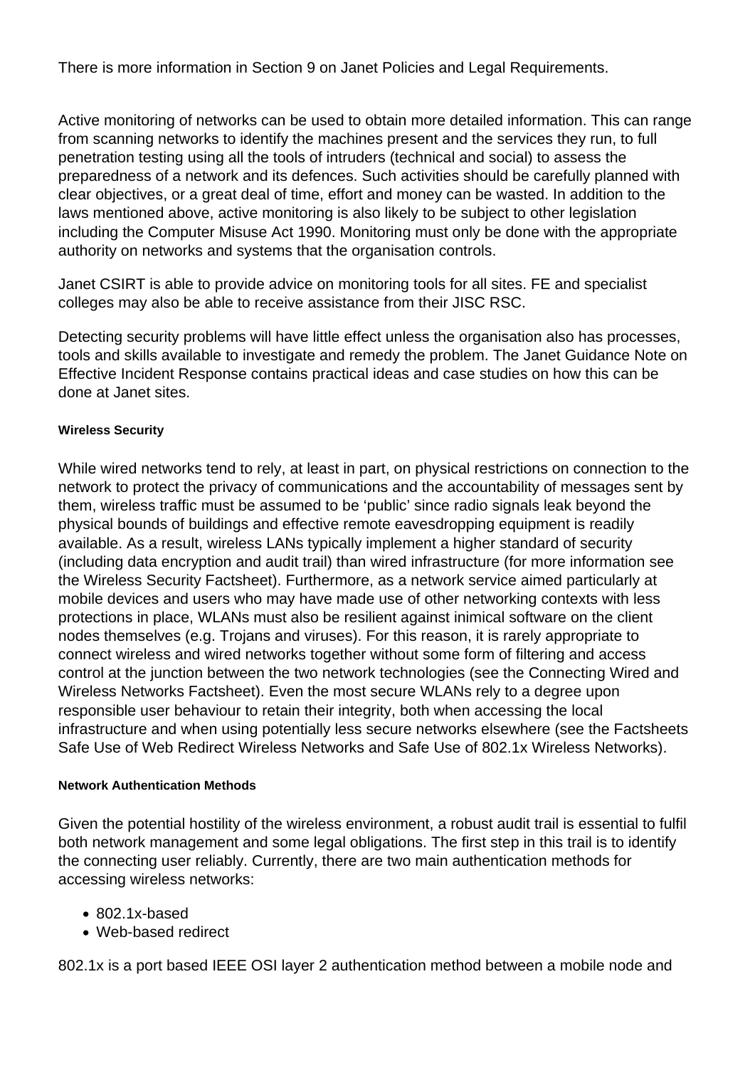There is more information in Section 9 on Janet Policies and Legal Requirements.

Active monitoring of networks can be used to obtain more detailed information. This can range from scanning networks to identify the machines present and the services they run, to full penetration testing using all the tools of intruders (technical and social) to assess the preparedness of a network and its defences. Such activities should be carefully planned with clear objectives, or a great deal of time, effort and money can be wasted. In addition to the laws mentioned above, active monitoring is also likely to be subject to other legislation including the Computer Misuse Act 1990. Monitoring must only be done with the appropriate authority on networks and systems that the organisation controls.

Janet CSIRT is able to provide advice on monitoring tools for all sites. FE and specialist colleges may also be able to receive assistance from their JISC RSC.

Detecting security problems will have little effect unless the organisation also has processes, tools and skills available to investigate and remedy the problem. The Janet Guidance Note on Effective Incident Response contains practical ideas and case studies on how this can be done at Janet sites.

#### Wireless Security

While wired networks tend to rely, at least in part, on physical restrictions on connection to the network to protect the privacy of communications and the accountability of messages sent by them, wireless traffic must be assumed to be 'public' since radio signals leak beyond the physical bounds of buildings and effective remote eavesdropping equipment is readily available. As a result, wireless LANs typically implement a higher standard of security (including data encryption and audit trail) than wired infrastructure (for more information see the Wireless Security Factsheet). Furthermore, as a network service aimed particularly at mobile devices and users who may have made use of other networking contexts with less protections in place, WLANs must also be resilient against inimical software on the client nodes themselves (e.g. Trojans and viruses). For this reason, it is rarely appropriate to connect wireless and wired networks together without some form of filtering and access control at the junction between the two network technologies (see the Connecting Wired and Wireless Networks Factsheet). Even the most secure WLANs rely to a degree upon responsible user behaviour to retain their integrity, both when accessing the local infrastructure and when using potentially less secure networks elsewhere (see the Factsheets Safe Use of Web Redirect Wireless Networks and Safe Use of 802.1x Wireless Networks).

#### Network Authentication Methods

Given the potential hostility of the wireless environment, a robust audit trail is essential to fulfil both network management and some legal obligations. The first step in this trail is to identify the connecting user reliably. Currently, there are two main authentication methods for accessing wireless networks:

- 802.1x-based
- Web-based redirect

802.1x is a port based IEEE OSI layer 2 authentication method between a mobile node and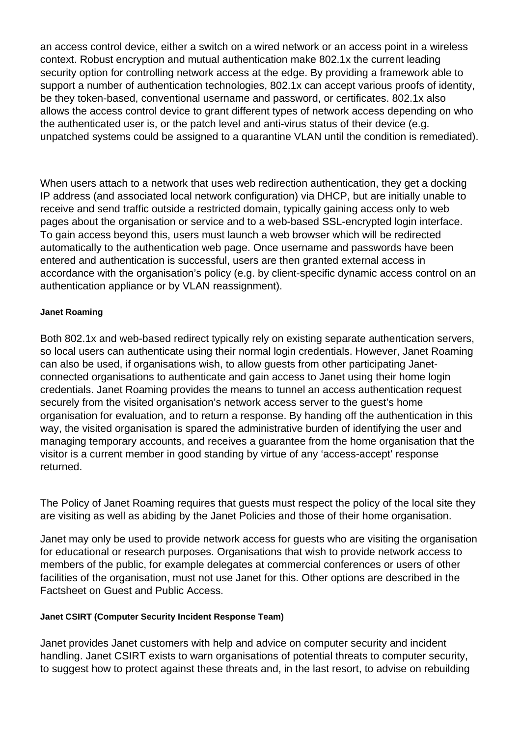an access control device, either a switch on a wired network or an access point in a wireless context. Robust encryption and mutual authentication make 802.1x the current leading security option for controlling network access at the edge. By providing a framework able to support a number of authentication technologies, 802.1x can accept various proofs of identity, be they token-based, conventional username and password, or certificates. 802.1x also allows the access control device to grant different types of network access depending on who the authenticated user is, or the patch level and anti-virus status of their device (e.g. unpatched systems could be assigned to a quarantine VLAN until the condition is remediated).

When users attach to a network that uses web redirection authentication, they get a docking IP address (and associated local network configuration) via DHCP, but are initially unable to receive and send traffic outside a restricted domain, typically gaining access only to web pages about the organisation or service and to a web-based SSL-encrypted login interface. To gain access beyond this, users must launch a web browser which will be redirected automatically to the authentication web page. Once username and passwords have been entered and authentication is successful, users are then granted external access in accordance with the organisation's policy (e.g. by client-specific dynamic access control on an authentication appliance or by VLAN reassignment).

#### Janet Roaming

Both 802.1x and web-based redirect typically rely on existing separate authentication servers, so local users can authenticate using their normal login credentials. However, Janet Roaming can also be used, if organisations wish, to allow guests from other participating Janet-connected organisations to authenticate and gain access to Janet using their home login credentials. Janet Roaming provides the means to tunnel an access authentication request securely from the visited organisation's network access server to the guest's home organisation for evaluation, and to return a response. By handing off the authentication in this way, the visited organisation is spared the administrative burden of identifying the user and managing temporary accounts, and receives a guarantee from the home organisation that the visitor is a current member in good standing by virtue of any 'access-accept' response returned.

The Policy of Janet Roaming requires that guests must respect the policy of the local site they are visiting as well as abiding by the Janet Policies and those of their home organisation.

Janet may only be used to provide network access for guests who are visiting the organisation for educational or research purposes. Organisations that wish to provide network access to members of the public, for example delegates at commercial conferences or users of other facilities of the organisation, must not use Janet for this. Other options are described in the Factsheet on Guest and Public Access.

#### Janet CSIRT (Computer Security Incident Response Team)

Janet provides Janet customers with help and advice on computer security and incident handling. Janet CSIRT exists to warn organisations of potential threats to computer security, to suggest how to protect against these threats and, in the last resort, to advise on rebuilding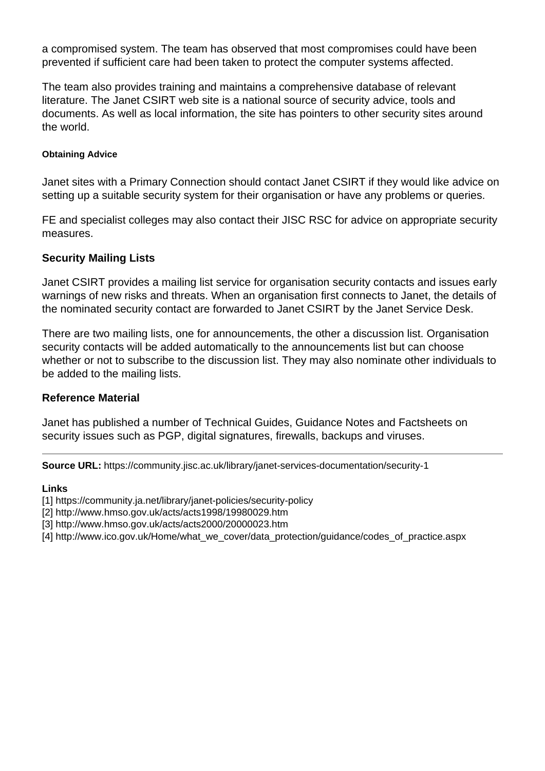a compromised system. The team has observed that most compromises could have been prevented if sufficient care had been taken to protect the computer systems affected.

The team also provides training and maintains a comprehensive database of relevant literature. The Janet CSIRT web site is a national source of security advice, tools and documents. As well as local information, the site has pointers to other security sites around the world.

#### Obtaining Advice

Janet sites with a Primary Connection should contact Janet CSIRT if they would like advice on setting up a suitable security system for their organisation or have any problems or queries.

FE and specialist colleges may also contact their JISC RSC for advice on appropriate security measures.

### Security Mailing Lists

Janet CSIRT provides a mailing list service for organisation security contacts and issues early warnings of new risks and threats. When an organisation first connects to Janet, the details of the nominated security contact are forwarded to Janet CSIRT by the Janet Service Desk.

There are two mailing lists, one for announcements, the other a discussion list. Organisation security contacts will be added automatically to the announcements list but can choose whether or not to subscribe to the discussion list. They may also nominate other individuals to be added to the mailing lists.

### Reference Material

Janet has published a number of Technical Guides, Guidance Notes and Factsheets on security issues such as PGP, digital signatures, firewalls, backups and viruses.

---

**Source URL:** https://community.jisc.ac.uk/library/janet-services-documentation/security-1

**Links**
[1] https://community.ja.net/library/janet-policies/security-policy
[2] http://www.hmso.gov.uk/acts/acts1998/19980029.htm
[3] http://www.hmso.gov.uk/acts/acts2000/20000023.htm
[4] http://www.ico.gov.uk/Home/what_we_cover/data_protection/guidance/codes_of_practice.aspx